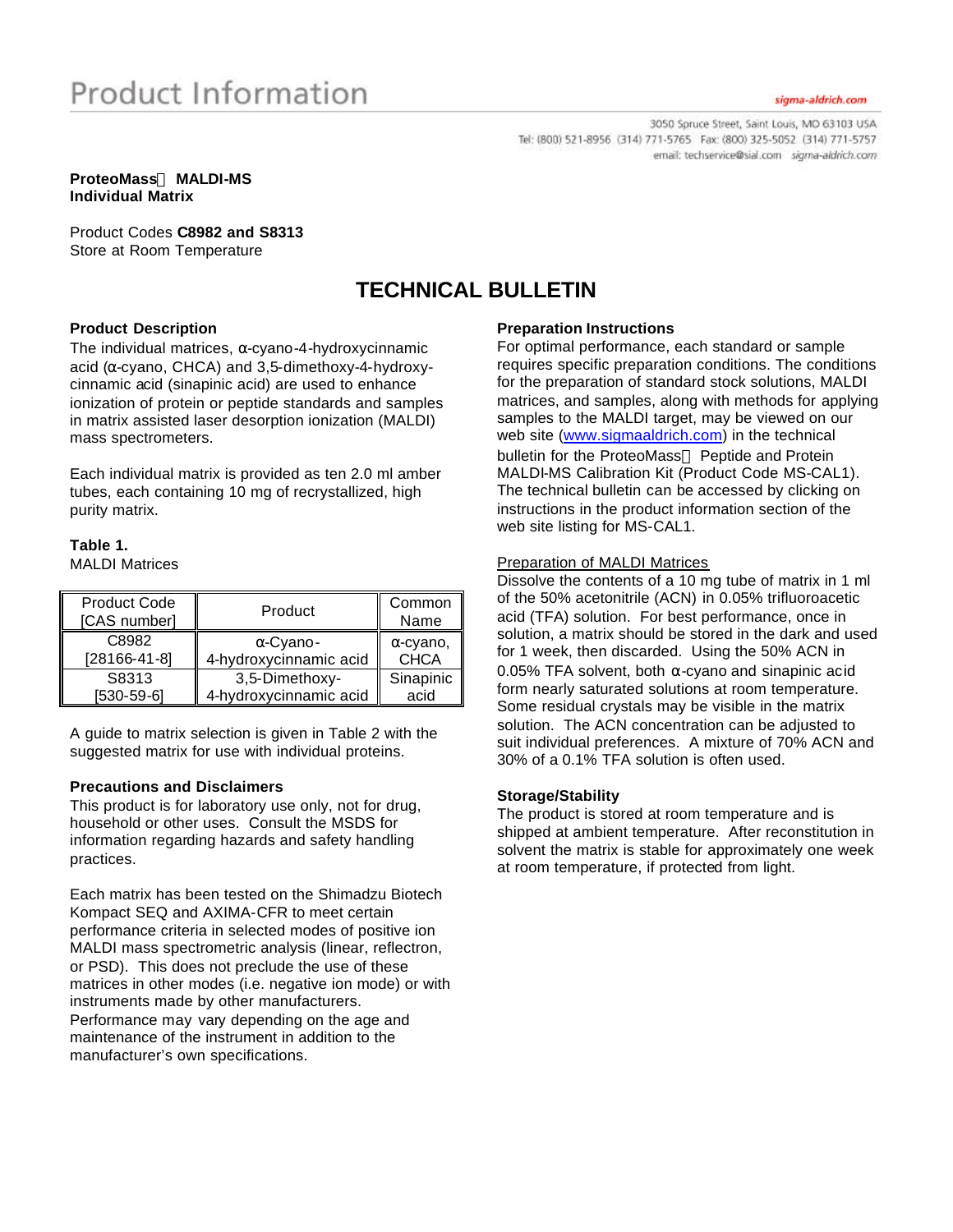# Product Information

**ProteoMass™ MALDI-MS**
**Individual Matrix**

Product Codes **C8982 and S8313**
Store at Room Temperature

## TECHNICAL BULLETIN

### Product Description

The individual matrices, α-cyano-4-hydroxycinnamic acid (α-cyano, CHCA) and 3,5-dimethoxy-4-hydroxy-cinnamic acid (sinapinic acid) are used to enhance ionization of protein or peptide standards and samples in matrix assisted laser desorption ionization (MALDI) mass spectrometers.

Each individual matrix is provided as ten 2.0 ml amber tubes, each containing 10 mg of recrystallized, high purity matrix.

**Table 1.**
MALDI Matrices

| Product Code [CAS number] | Product | Common Name |
|---|---|---|
| C8982 [28166-41-8] | α-Cyano-4-hydroxycinnamic acid | α-cyano, CHCA |
| S8313 [530-59-6] | 3,5-Dimethoxy-4-hydroxycinnamic acid | Sinapinic acid |

A guide to matrix selection is given in Table 2 with the suggested matrix for use with individual proteins.

### Precautions and Disclaimers

This product is for laboratory use only, not for drug, household or other uses. Consult the MSDS for information regarding hazards and safety handling practices.

Each matrix has been tested on the Shimadzu Biotech Kompact SEQ and AXIMA-CFR to meet certain performance criteria in selected modes of positive ion MALDI mass spectrometric analysis (linear, reflectron, or PSD). This does not preclude the use of these matrices in other modes (i.e. negative ion mode) or with instruments made by other manufacturers. Performance may vary depending on the age and maintenance of the instrument in addition to the manufacturer's own specifications.

### Preparation Instructions

For optimal performance, each standard or sample requires specific preparation conditions. The conditions for the preparation of standard stock solutions, MALDI matrices, and samples, along with methods for applying samples to the MALDI target, may be viewed on our web site (www.sigmaaldrich.com) in the technical bulletin for the ProteoMass™ Peptide and Protein MALDI-MS Calibration Kit (Product Code MS-CAL1). The technical bulletin can be accessed by clicking on instructions in the product information section of the web site listing for MS-CAL1.

Preparation of MALDI Matrices

Dissolve the contents of a 10 mg tube of matrix in 1 ml of the 50% acetonitrile (ACN) in 0.05% trifluoroacetic acid (TFA) solution. For best performance, once in solution, a matrix should be stored in the dark and used for 1 week, then discarded. Using the 50% ACN in 0.05% TFA solvent, both α-cyano and sinapinic acid form nearly saturated solutions at room temperature. Some residual crystals may be visible in the matrix solution. The ACN concentration can be adjusted to suit individual preferences. A mixture of 70% ACN and 30% of a 0.1% TFA solution is often used.

### Storage/Stability

The product is stored at room temperature and is shipped at ambient temperature. After reconstitution in solvent the matrix is stable for approximately one week at room temperature, if protected from light.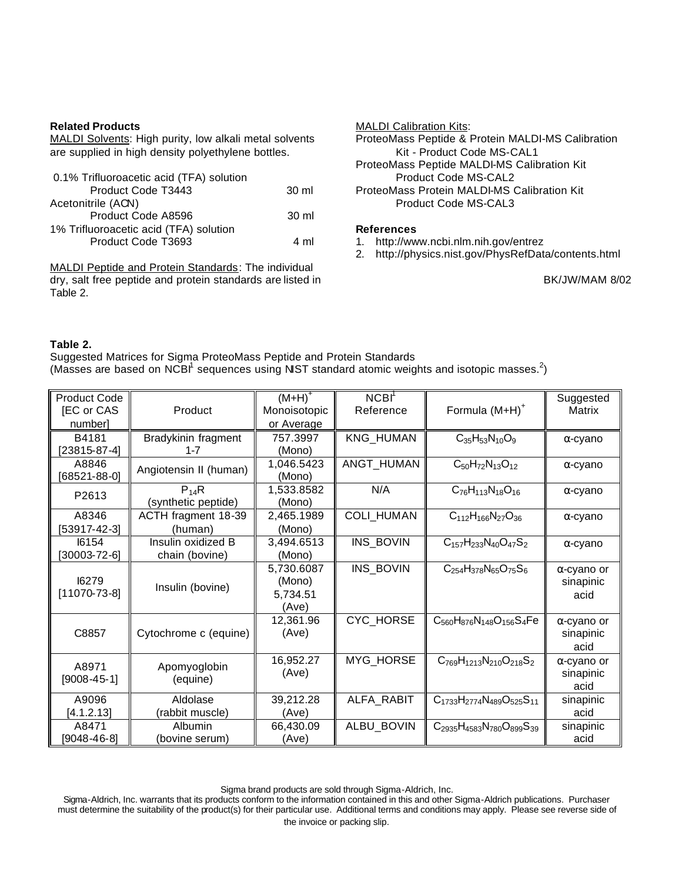**Related Products**

MALDI Solvents: High purity, low alkali metal solvents are supplied in high density polyethylene bottles.

| | |
|---|---|
| 0.1% Trifluoroacetic acid (TFA) solution<br>Product Code T3443 | 30 ml |
| Acetonitrile (ACN)<br>Product Code A8596 | 30 ml |
| 1% Trifluoroacetic acid (TFA) solution<br>Product Code T3693 | 4 ml |

MALDI Peptide and Protein Standards: The individual dry, salt free peptide and protein standards are listed in Table 2.

MALDI Calibration Kits:

ProteoMass Peptide & Protein MALDI-MS Calibration Kit - Product Code MS-CAL1

ProteoMass Peptide MALDI-MS Calibration Kit
Product Code MS-CAL2

ProteoMass Protein MALDI-MS Calibration Kit
Product Code MS-CAL3

**References**

1. http://www.ncbi.nlm.nih.gov/entrez
2. http://physics.nist.gov/PhysRefData/contents.html

BK/JW/MAM 8/02

**Table 2.**

Suggested Matrices for Sigma ProteoMass Peptide and Protein Standards
(Masses are based on NCBI[1] sequences using NIST standard atomic weights and isotopic masses.[2])

| Product Code [EC or CAS number] | Product | $(M+H)^+$ Monoisotopic or Average | NCBI[1] Reference | Formula $(M+H)^+$ | Suggested Matrix |
|---|---|---|---|---|---|
| B4181 [23815-87-4] | Bradykinin fragment 1-7 | 757.3997 (Mono) | KNG_HUMAN | $C_{35}H_{53}N_{10}O_9$ | α-cyano |
| A8846 [68521-88-0] | Angiotensin II (human) | 1,046.5423 (Mono) | ANGT_HUMAN | $C_{50}H_{72}N_{13}O_{12}$ | α-cyano |
| P2613 | $P_{14}R$ (synthetic peptide) | 1,533.8582 (Mono) | N/A | $C_{76}H_{113}N_{18}O_{16}$ | α-cyano |
| A8346 [53917-42-3] | ACTH fragment 18-39 (human) | 2,465.1989 (Mono) | COLI_HUMAN | $C_{112}H_{166}N_{27}O_{36}$ | α-cyano |
| I6154 [30003-72-6] | Insulin oxidized B chain (bovine) | 3,494.6513 (Mono) | INS_BOVIN | $C_{157}H_{233}N_{40}O_{47}S_2$ | α-cyano |
| I6279 [11070-73-8] | Insulin (bovine) | 5,730.6087 (Mono) 5,734.51 (Ave) | INS_BOVIN | $C_{254}H_{378}N_{65}O_{75}S_6$ | α-cyano or sinapinic acid |
| C8857 | Cytochrome c (equine) | 12,361.96 (Ave) | CYC_HORSE | $C_{560}H_{876}N_{148}O_{156}S_4Fe$ | α-cyano or sinapinic acid |
| A8971 [9008-45-1] | Apomyoglobin (equine) | 16,952.27 (Ave) | MYG_HORSE | $C_{769}H_{1213}N_{210}O_{218}S_2$ | α-cyano or sinapinic acid |
| A9096 [4.1.2.13] | Aldolase (rabbit muscle) | 39,212.28 (Ave) | ALFA_RABIT | $C_{1733}H_{2774}N_{489}O_{525}S_{11}$ | sinapinic acid |
| A8471 [9048-46-8] | Albumin (bovine serum) | 66,430.09 (Ave) | ALBU_BOVIN | $C_{2935}H_{4583}N_{780}O_{899}S_{39}$ | sinapinic acid |

Sigma brand products are sold through Sigma-Aldrich, Inc.

Sigma-Aldrich, Inc. warrants that its products conform to the information contained in this and other Sigma-Aldrich publications. Purchaser must determine the suitability of the product(s) for their particular use. Additional terms and conditions may apply. Please see reverse side of the invoice or packing slip.